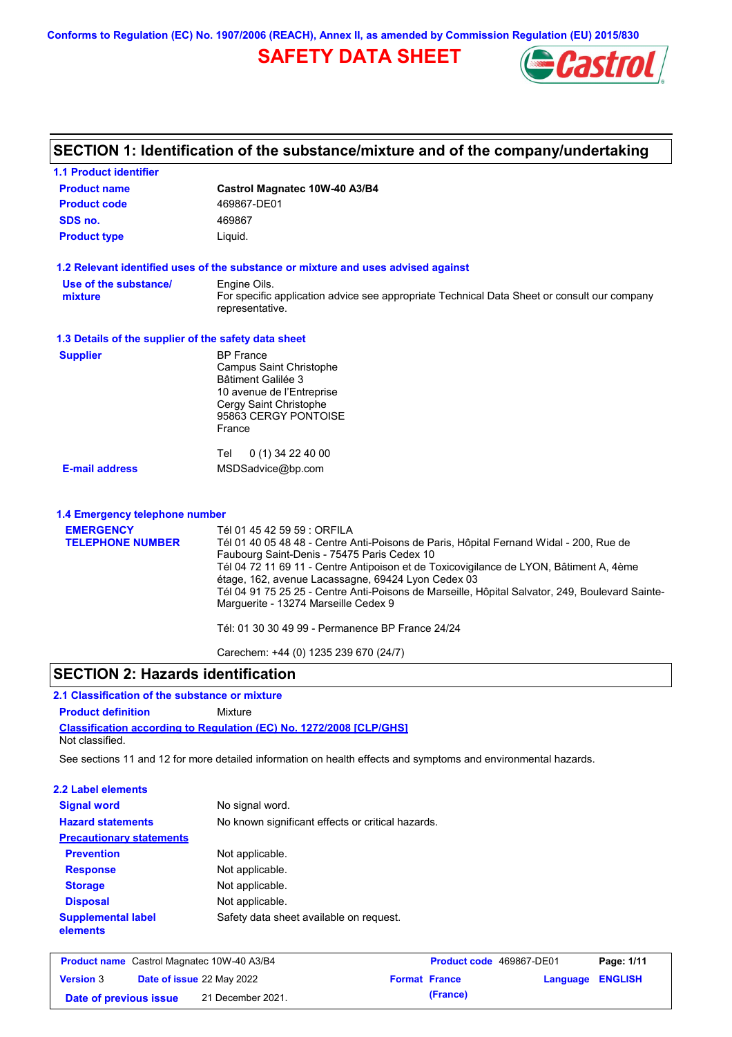Conforms to Regulation (EC) No. 1907/2006 (REACH), Annex II, as amended by Commission Regulation (EU) 2015/830

# SAFETY DATA SHEET

## SECTION 1: Identification of the substance/mixture and of the company/undertaking

### 1.1 Product identifier

| | |
|---|---|
| **Product name** | **Castrol Magnatec 10W-40 A3/B4** |
| **Product code** | 469867-DE01 |
| **SDS no.** | 469867 |
| **Product type** | Liquid. |

### 1.2 Relevant identified uses of the substance or mixture and uses advised against

| | |
|---|---|
| **Use of the substance/ mixture** | Engine Oils. For specific application advice see appropriate Technical Data Sheet or consult our company representative. |

### 1.3 Details of the supplier of the safety data sheet

**Supplier**

BP France
Campus Saint Christophe
Bâtiment Galilée 3
10 avenue de l'Entreprise
Cergy Saint Christophe
95863 CERGY PONTOISE
France

Tel 0 (1) 34 22 40 00

**E-mail address** MSDSadvice@bp.com

### 1.4 Emergency telephone number

**EMERGENCY TELEPHONE NUMBER**

Tél 01 45 42 59 59 : ORFILA
Tél 01 40 05 48 48 - Centre Anti-Poisons de Paris, Hôpital Fernand Widal - 200, Rue de Faubourg Saint-Denis - 75475 Paris Cedex 10
Tél 04 72 11 69 11 - Centre Antipoison et de Toxicovigilance de LYON, Bâtiment A, 4ème étage, 162, avenue Lacassagne, 69424 Lyon Cedex 03
Tél 04 91 75 25 25 - Centre Anti-Poisons de Marseille, Hôpital Salvator, 249, Boulevard Sainte-Marguerite - 13274 Marseille Cedex 9

Tél: 01 30 30 49 99 - Permanence BP France 24/24

Carechem: +44 (0) 1235 239 670 (24/7)

## SECTION 2: Hazards identification

### 2.1 Classification of the substance or mixture

**Product definition** Mixture

**Classification according to Regulation (EC) No. 1272/2008 [CLP/GHS]**
Not classified.

See sections 11 and 12 for more detailed information on health effects and symptoms and environmental hazards.

### 2.2 Label elements

| | |
|---|---|
| **Signal word** | No signal word. |
| **Hazard statements** | No known significant effects or critical hazards. |
| **Precautionary statements** | |
| **Prevention** | Not applicable. |
| **Response** | Not applicable. |
| **Storage** | Not applicable. |
| **Disposal** | Not applicable. |
| **Supplemental label elements** | Safety data sheet available on request. |

| | | | |
|---|---|---|---|
| **Product name** Castrol Magnatec 10W-40 A3/B4 | | **Product code** 469867-DE01 | |
| **Version** 3 | **Date of issue** 22 May 2022 | **Format** France (France) | **Language** ENGLISH |
| **Date of previous issue** 21 December 2021. | | | |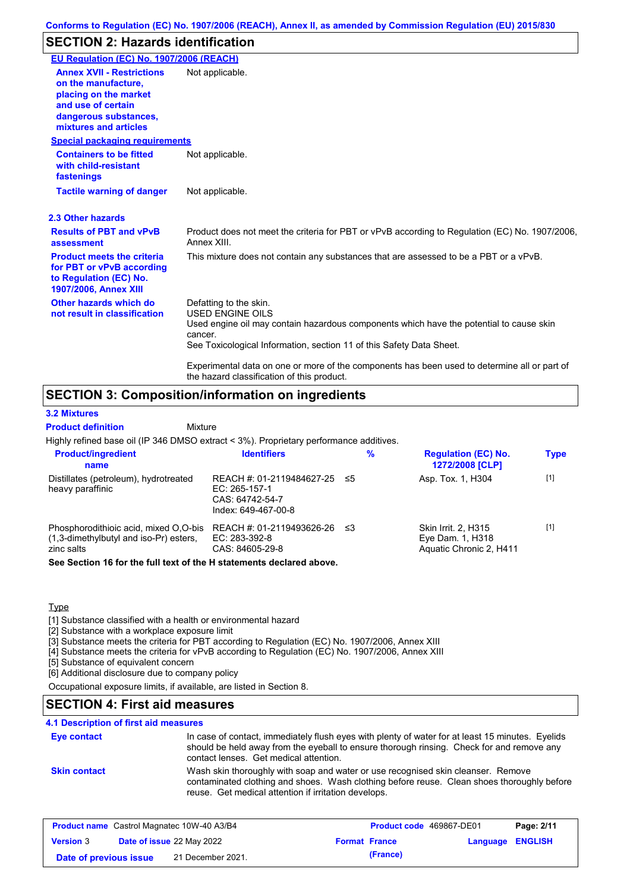Conforms to Regulation (EC) No. 1907/2006 (REACH), Annex II, as amended by Commission Regulation (EU) 2015/830

## SECTION 2: Hazards identification

**EU Regulation (EC) No. 1907/2006 (REACH)**

**Annex XVII - Restrictions on the manufacture, placing on the market and use of certain dangerous substances, mixtures and articles**: Not applicable.

**Special packaging requirements**

**Containers to be fitted with child-resistant fastenings**: Not applicable.

**Tactile warning of danger**: Not applicable.

### 2.3 Other hazards

**Results of PBT and vPvB assessment**: Product does not meet the criteria for PBT or vPvB according to Regulation (EC) No. 1907/2006, Annex XIII.

**Product meets the criteria for PBT or vPvB according to Regulation (EC) No. 1907/2006, Annex XIII**: This mixture does not contain any substances that are assessed to be a PBT or a vPvB.

**Other hazards which do not result in classification**: Defatting to the skin.
USED ENGINE OILS
Used engine oil may contain hazardous components which have the potential to cause skin cancer.
See Toxicological Information, section 11 of this Safety Data Sheet.

Experimental data on one or more of the components has been used to determine all or part of the hazard classification of this product.

## SECTION 3: Composition/information on ingredients

### 3.2 Mixtures

**Product definition**: Mixture

Highly refined base oil (IP 346 DMSO extract < 3%). Proprietary performance additives.

| Product/ingredient name | Identifiers | % | Regulation (EC) No. 1272/2008 [CLP] | Type |
|---|---|---|---|---|
| Distillates (petroleum), hydrotreated heavy paraffinic | REACH #: 01-2119484627-25<br>EC: 265-157-1<br>CAS: 64742-54-7<br>Index: 649-467-00-8 | ≤5 | Asp. Tox. 1, H304 | [1] |
| Phosphorodithioic acid, mixed O,O-bis (1,3-dimethylbutyl and iso-Pr) esters, zinc salts | REACH #: 01-2119493626-26<br>EC: 283-392-8<br>CAS: 84605-29-8 | ≤3 | Skin Irrit. 2, H315<br>Eye Dam. 1, H318<br>Aquatic Chronic 2, H411 | [1] |

**See Section 16 for the full text of the H statements declared above.**

Type

[1] Substance classified with a health or environmental hazard
[2] Substance with a workplace exposure limit
[3] Substance meets the criteria for PBT according to Regulation (EC) No. 1907/2006, Annex XIII
[4] Substance meets the criteria for vPvB according to Regulation (EC) No. 1907/2006, Annex XIII
[5] Substance of equivalent concern
[6] Additional disclosure due to company policy

Occupational exposure limits, if available, are listed in Section 8.

## SECTION 4: First aid measures

### 4.1 Description of first aid measures

**Eye contact**: In case of contact, immediately flush eyes with plenty of water for at least 15 minutes. Eyelids should be held away from the eyeball to ensure thorough rinsing. Check for and remove any contact lenses. Get medical attention.

**Skin contact**: Wash skin thoroughly with soap and water or use recognised skin cleanser. Remove contaminated clothing and shoes. Wash clothing before reuse. Clean shoes thoroughly before reuse. Get medical attention if irritation develops.

| Product name | Castrol Magnatec 10W-40 A3/B4 | Product code | 469867-DE01 | Page: 2/11 |
|---|---|---|---|---|
| Version 3 | Date of issue 22 May 2022 | Format France (France) | Language ENGLISH | |
| Date of previous issue | 21 December 2021. | | | |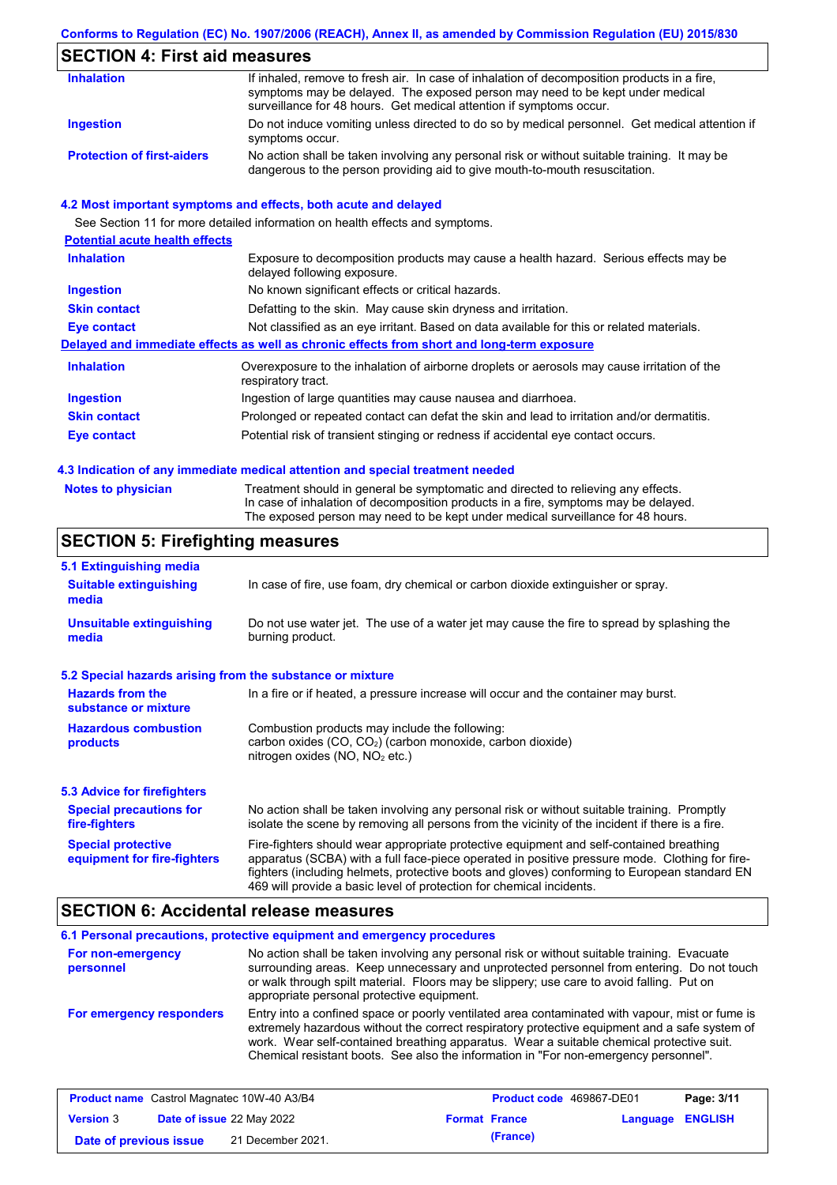## SECTION 4: First aid measures

| | |
|---|---|
| **Inhalation** | If inhaled, remove to fresh air. In case of inhalation of decomposition products in a fire, symptoms may be delayed. The exposed person may need to be kept under medical surveillance for 48 hours. Get medical attention if symptoms occur. |
| **Ingestion** | Do not induce vomiting unless directed to do so by medical personnel. Get medical attention if symptoms occur. |
| **Protection of first-aiders** | No action shall be taken involving any personal risk or without suitable training. It may be dangerous to the person providing aid to give mouth-to-mouth resuscitation. |

### 4.2 Most important symptoms and effects, both acute and delayed

See Section 11 for more detailed information on health effects and symptoms.

**Potential acute health effects**

| | |
|---|---|
| **Inhalation** | Exposure to decomposition products may cause a health hazard. Serious effects may be delayed following exposure. |
| **Ingestion** | No known significant effects or critical hazards. |
| **Skin contact** | Defatting to the skin. May cause skin dryness and irritation. |
| **Eye contact** | Not classified as an eye irritant. Based on data available for this or related materials. |

**Delayed and immediate effects as well as chronic effects from short and long-term exposure**

| | |
|---|---|
| **Inhalation** | Overexposure to the inhalation of airborne droplets or aerosols may cause irritation of the respiratory tract. |
| **Ingestion** | Ingestion of large quantities may cause nausea and diarrhoea. |
| **Skin contact** | Prolonged or repeated contact can defat the skin and lead to irritation and/or dermatitis. |
| **Eye contact** | Potential risk of transient stinging or redness if accidental eye contact occurs. |

### 4.3 Indication of any immediate medical attention and special treatment needed

| | |
|---|---|
| **Notes to physician** | Treatment should in general be symptomatic and directed to relieving any effects. In case of inhalation of decomposition products in a fire, symptoms may be delayed. The exposed person may need to be kept under medical surveillance for 48 hours. |

## SECTION 5: Firefighting measures

### 5.1 Extinguishing media

| | |
|---|---|
| **Suitable extinguishing media** | In case of fire, use foam, dry chemical or carbon dioxide extinguisher or spray. |
| **Unsuitable extinguishing media** | Do not use water jet. The use of a water jet may cause the fire to spread by splashing the burning product. |

### 5.2 Special hazards arising from the substance or mixture

| | |
|---|---|
| **Hazards from the substance or mixture** | In a fire or if heated, a pressure increase will occur and the container may burst. |
| **Hazardous combustion products** | Combustion products may include the following: carbon oxides (CO, $CO_2$) (carbon monoxide, carbon dioxide) nitrogen oxides (NO, $NO_2$ etc.) |

### 5.3 Advice for firefighters

| | |
|---|---|
| **Special precautions for fire-fighters** | No action shall be taken involving any personal risk or without suitable training. Promptly isolate the scene by removing all persons from the vicinity of the incident if there is a fire. |
| **Special protective equipment for fire-fighters** | Fire-fighters should wear appropriate protective equipment and self-contained breathing apparatus (SCBA) with a full face-piece operated in positive pressure mode. Clothing for fire-fighters (including helmets, protective boots and gloves) conforming to European standard EN 469 will provide a basic level of protection for chemical incidents. |

## SECTION 6: Accidental release measures

### 6.1 Personal precautions, protective equipment and emergency procedures

| | |
|---|---|
| **For non-emergency personnel** | No action shall be taken involving any personal risk or without suitable training. Evacuate surrounding areas. Keep unnecessary and unprotected personnel from entering. Do not touch or walk through spilt material. Floors may be slippery; use care to avoid falling. Put on appropriate personal protective equipment. |
| **For emergency responders** | Entry into a confined space or poorly ventilated area contaminated with vapour, mist or fume is extremely hazardous without the correct respiratory protective equipment and a safe system of work. Wear self-contained breathing apparatus. Wear a suitable chemical protective suit. Chemical resistant boots. See also the information in "For non-emergency personnel". |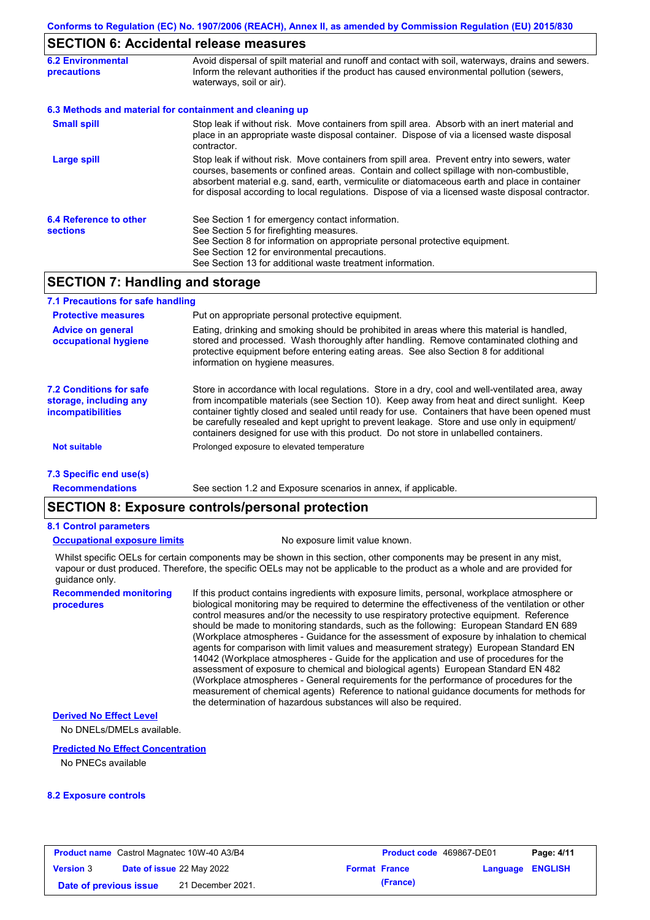## SECTION 6: Accidental release measures

**6.2 Environmental precautions**

Avoid dispersal of spilt material and runoff and contact with soil, waterways, drains and sewers. Inform the relevant authorities if the product has caused environmental pollution (sewers, waterways, soil or air).

**6.3 Methods and material for containment and cleaning up**

**Small spill**

Stop leak if without risk. Move containers from spill area. Absorb with an inert material and place in an appropriate waste disposal container. Dispose of via a licensed waste disposal contractor.

**Large spill**

Stop leak if without risk. Move containers from spill area. Prevent entry into sewers, water courses, basements or confined areas. Contain and collect spillage with non-combustible, absorbent material e.g. sand, earth, vermiculite or diatomaceous earth and place in container for disposal according to local regulations. Dispose of via a licensed waste disposal contractor.

**6.4 Reference to other sections**

See Section 1 for emergency contact information.
See Section 5 for firefighting measures.
See Section 8 for information on appropriate personal protective equipment.
See Section 12 for environmental precautions.
See Section 13 for additional waste treatment information.

## SECTION 7: Handling and storage

**7.1 Precautions for safe handling**

**Protective measures**

Put on appropriate personal protective equipment.

**Advice on general occupational hygiene**

Eating, drinking and smoking should be prohibited in areas where this material is handled, stored and processed. Wash thoroughly after handling. Remove contaminated clothing and protective equipment before entering eating areas. See also Section 8 for additional information on hygiene measures.

**7.2 Conditions for safe storage, including any incompatibilities**

Store in accordance with local regulations. Store in a dry, cool and well-ventilated area, away from incompatible materials (see Section 10). Keep away from heat and direct sunlight. Keep container tightly closed and sealed until ready for use. Containers that have been opened must be carefully resealed and kept upright to prevent leakage. Store and use only in equipment/ containers designed for use with this product. Do not store in unlabelled containers.

**Not suitable**

Prolonged exposure to elevated temperature

**7.3 Specific end use(s)**

**Recommendations**

See section 1.2 and Exposure scenarios in annex, if applicable.

## SECTION 8: Exposure controls/personal protection

**8.1 Control parameters**

**Occupational exposure limits**

No exposure limit value known.

Whilst specific OELs for certain components may be shown in this section, other components may be present in any mist, vapour or dust produced. Therefore, the specific OELs may not be applicable to the product as a whole and are provided for guidance only.

**Recommended monitoring procedures**

If this product contains ingredients with exposure limits, personal, workplace atmosphere or biological monitoring may be required to determine the effectiveness of the ventilation or other control measures and/or the necessity to use respiratory protective equipment. Reference should be made to monitoring standards, such as the following: European Standard EN 689 (Workplace atmospheres - Guidance for the assessment of exposure by inhalation to chemical agents for comparison with limit values and measurement strategy) European Standard EN 14042 (Workplace atmospheres - Guide for the application and use of procedures for the assessment of exposure to chemical and biological agents) European Standard EN 482 (Workplace atmospheres - General requirements for the performance of procedures for the measurement of chemical agents) Reference to national guidance documents for methods for the determination of hazardous substances will also be required.

**Derived No Effect Level**

No DNELs/DMELs available.

**Predicted No Effect Concentration**

No PNECs available

**8.2 Exposure controls**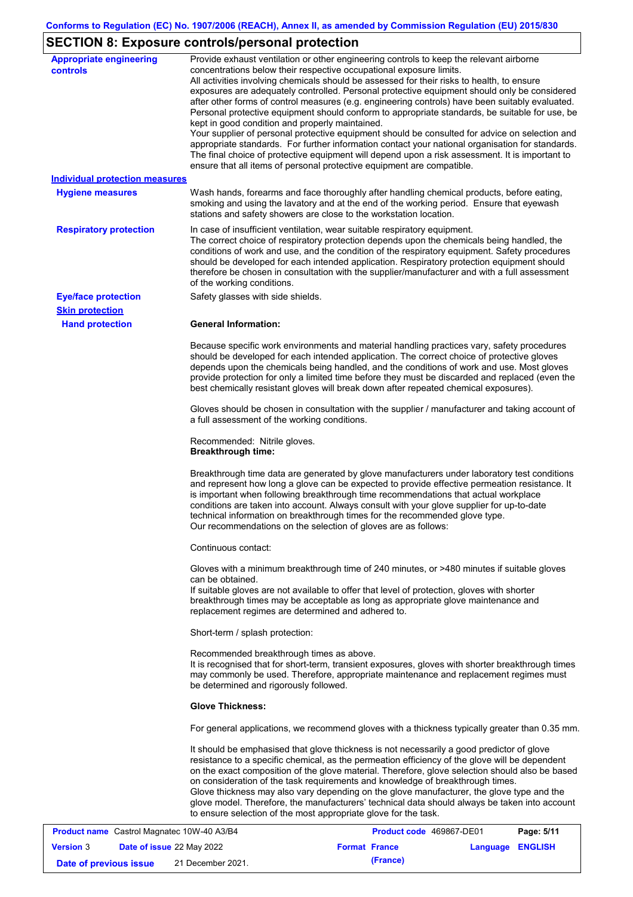## SECTION 8: Exposure controls/personal protection

**Appropriate engineering controls**

Provide exhaust ventilation or other engineering controls to keep the relevant airborne concentrations below their respective occupational exposure limits.
All activities involving chemicals should be assessed for their risks to health, to ensure exposures are adequately controlled. Personal protective equipment should only be considered after other forms of control measures (e.g. engineering controls) have been suitably evaluated. Personal protective equipment should conform to appropriate standards, be suitable for use, be kept in good condition and properly maintained.
Your supplier of personal protective equipment should be consulted for advice on selection and appropriate standards. For further information contact your national organisation for standards. The final choice of protective equipment will depend upon a risk assessment. It is important to ensure that all items of personal protective equipment are compatible.

### Individual protection measures

**Hygiene measures**

Wash hands, forearms and face thoroughly after handling chemical products, before eating, smoking and using the lavatory and at the end of the working period. Ensure that eyewash stations and safety showers are close to the workstation location.

**Respiratory protection**

In case of insufficient ventilation, wear suitable respiratory equipment.
The correct choice of respiratory protection depends upon the chemicals being handled, the conditions of work and use, and the condition of the respiratory equipment. Safety procedures should be developed for each intended application. Respiratory protection equipment should therefore be chosen in consultation with the supplier/manufacturer and with a full assessment of the working conditions.

**Eye/face protection**

Safety glasses with side shields.

**Skin protection**

**Hand protection**

**General Information:**

Because specific work environments and material handling practices vary, safety procedures should be developed for each intended application. The correct choice of protective gloves depends upon the chemicals being handled, and the conditions of work and use. Most gloves provide protection for only a limited time before they must be discarded and replaced (even the best chemically resistant gloves will break down after repeated chemical exposures).

Gloves should be chosen in consultation with the supplier / manufacturer and taking account of a full assessment of the working conditions.

Recommended: Nitrile gloves.
**Breakthrough time:**

Breakthrough time data are generated by glove manufacturers under laboratory test conditions and represent how long a glove can be expected to provide effective permeation resistance. It is important when following breakthrough time recommendations that actual workplace conditions are taken into account. Always consult with your glove supplier for up-to-date technical information on breakthrough times for the recommended glove type.
Our recommendations on the selection of gloves are as follows:

Continuous contact:

Gloves with a minimum breakthrough time of 240 minutes, or >480 minutes if suitable gloves can be obtained.
If suitable gloves are not available to offer that level of protection, gloves with shorter breakthrough times may be acceptable as long as appropriate glove maintenance and replacement regimes are determined and adhered to.

Short-term / splash protection:

Recommended breakthrough times as above.
It is recognised that for short-term, transient exposures, gloves with shorter breakthrough times may commonly be used. Therefore, appropriate maintenance and replacement regimes must be determined and rigorously followed.

**Glove Thickness:**

For general applications, we recommend gloves with a thickness typically greater than 0.35 mm.

It should be emphasised that glove thickness is not necessarily a good predictor of glove resistance to a specific chemical, as the permeation efficiency of the glove will be dependent on the exact composition of the glove material. Therefore, glove selection should also be based on consideration of the task requirements and knowledge of breakthrough times.
Glove thickness may also vary depending on the glove manufacturer, the glove type and the glove model. Therefore, the manufacturers' technical data should always be taken into account to ensure selection of the most appropriate glove for the task.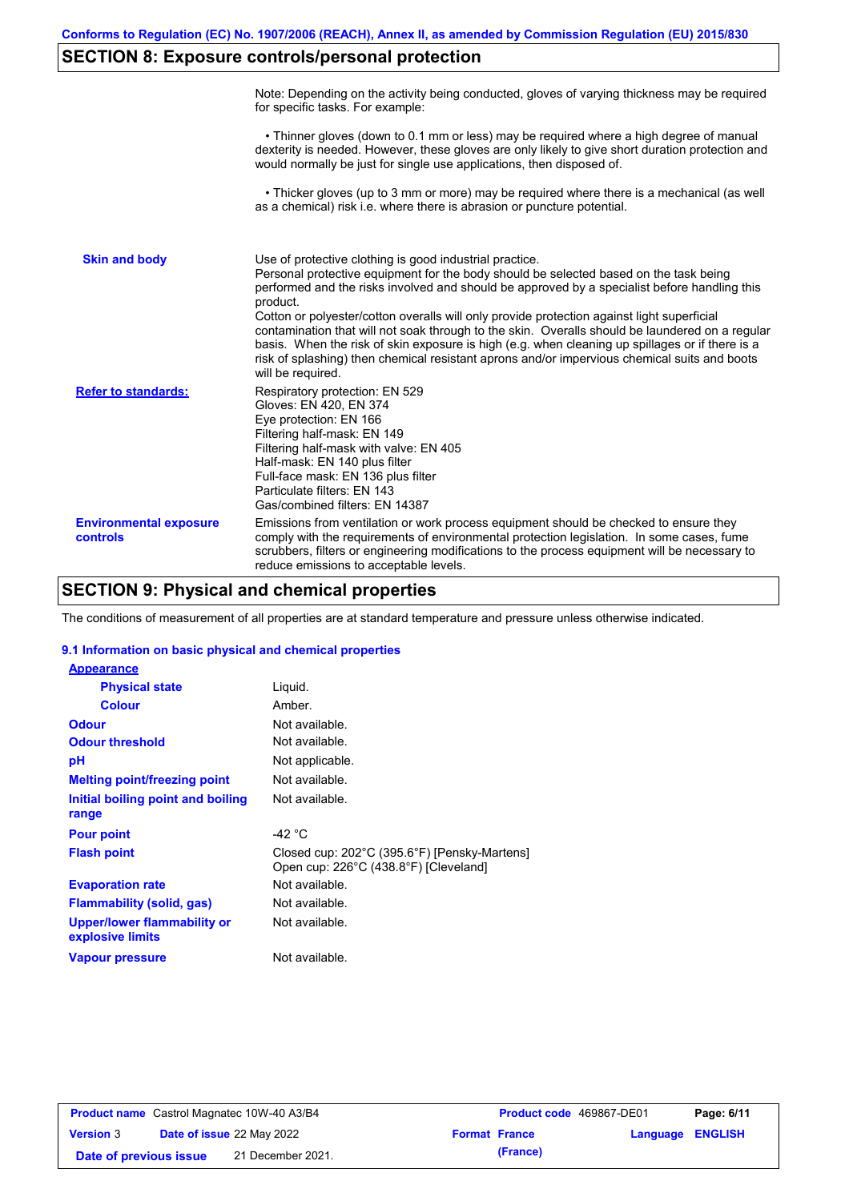## SECTION 8: Exposure controls/personal protection

Note: Depending on the activity being conducted, gloves of varying thickness may be required for specific tasks. For example:

• Thinner gloves (down to 0.1 mm or less) may be required where a high degree of manual dexterity is needed. However, these gloves are only likely to give short duration protection and would normally be just for single use applications, then disposed of.

• Thicker gloves (up to 3 mm or more) may be required where there is a mechanical (as well as a chemical) risk i.e. where there is abrasion or puncture potential.

**Skin and body**

Use of protective clothing is good industrial practice.
Personal protective equipment for the body should be selected based on the task being performed and the risks involved and should be approved by a specialist before handling this product.
Cotton or polyester/cotton overalls will only provide protection against light superficial contamination that will not soak through to the skin. Overalls should be laundered on a regular basis. When the risk of skin exposure is high (e.g. when cleaning up spillages or if there is a risk of splashing) then chemical resistant aprons and/or impervious chemical suits and boots will be required.

**Refer to standards:**

Respiratory protection: EN 529
Gloves: EN 420, EN 374
Eye protection: EN 166
Filtering half-mask: EN 149
Filtering half-mask with valve: EN 405
Half-mask: EN 140 plus filter
Full-face mask: EN 136 plus filter
Particulate filters: EN 143
Gas/combined filters: EN 14387

**Environmental exposure controls**

Emissions from ventilation or work process equipment should be checked to ensure they comply with the requirements of environmental protection legislation. In some cases, fume scrubbers, filters or engineering modifications to the process equipment will be necessary to reduce emissions to acceptable levels.

## SECTION 9: Physical and chemical properties

The conditions of measurement of all properties are at standard temperature and pressure unless otherwise indicated.

### 9.1 Information on basic physical and chemical properties

**Appearance**

| Property | Value |
|---|---|
| Physical state | Liquid. |
| Colour | Amber. |
| Odour | Not available. |
| Odour threshold | Not available. |
| pH | Not applicable. |
| Melting point/freezing point | Not available. |
| Initial boiling point and boiling range | Not available. |
| Pour point | -42 °C |
| Flash point | Closed cup: 202°C (395.6°F) [Pensky-Martens]<br>Open cup: 226°C (438.8°F) [Cleveland] |
| Evaporation rate | Not available. |
| Flammability (solid, gas) | Not available. |
| Upper/lower flammability or explosive limits | Not available. |
| Vapour pressure | Not available. |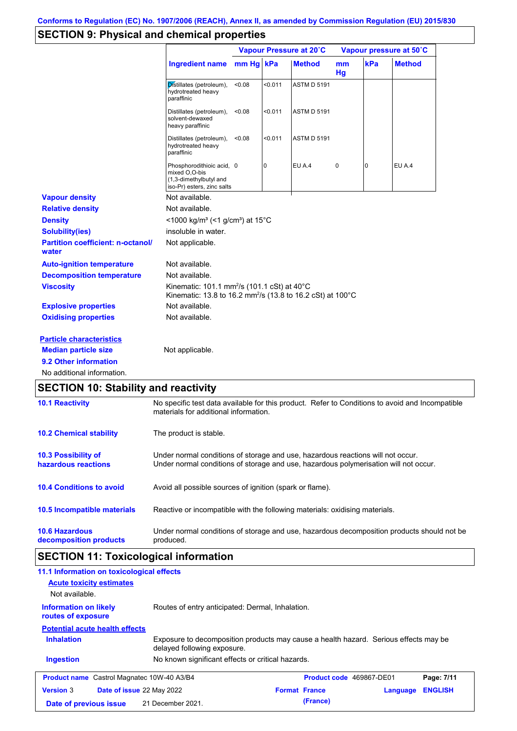Conforms to Regulation (EC) No. 1907/2006 (REACH), Annex II, as amended by Commission Regulation (EU) 2015/830

## SECTION 9: Physical and chemical properties

| | Vapour Pressure at 20˚C | | | Vapour pressure at 50˚C | | |
|---|---|---|---|---|---|---|
| Ingredient name | mm Hg | kPa | Method | mm Hg | kPa | Method |
| Distillates (petroleum), hydrotreated heavy paraffinic | <0.08 | <0.011 | ASTM D 5191 | | | |
| Distillates (petroleum), solvent-dewaxed heavy paraffinic | <0.08 | <0.011 | ASTM D 5191 | | | |
| Distillates (petroleum), hydrotreated heavy paraffinic | <0.08 | <0.011 | ASTM D 5191 | | | |
| Phosphorodithioic acid, mixed O,O-bis (1,3-dimethylbutyl and iso-Pr) esters, zinc salts | 0 | 0 | EU A.4 | 0 | 0 | EU A.4 |

**Vapour density** Not available.

**Relative density** Not available.

**Density** <1000 kg/m³ (<1 g/cm³) at 15°C

**Solubility(ies)** insoluble in water.

**Partition coefficient: n-octanol/water** Not applicable.

**Auto-ignition temperature** Not available.

**Decomposition temperature** Not available.

**Viscosity** Kinematic: 101.1 mm²/s (101.1 cSt) at 40°C
Kinematic: 13.8 to 16.2 mm²/s (13.8 to 16.2 cSt) at 100°C

**Explosive properties** Not available.

**Oxidising properties** Not available.

**Particle characteristics**

**Median particle size** Not applicable.

**9.2 Other information**

No additional information.

## SECTION 10: Stability and reactivity

**10.1 Reactivity** No specific test data available for this product. Refer to Conditions to avoid and Incompatible materials for additional information.

**10.2 Chemical stability** The product is stable.

**10.3 Possibility of hazardous reactions** Under normal conditions of storage and use, hazardous reactions will not occur.
Under normal conditions of storage and use, hazardous polymerisation will not occur.

**10.4 Conditions to avoid** Avoid all possible sources of ignition (spark or flame).

**10.5 Incompatible materials** Reactive or incompatible with the following materials: oxidising materials.

**10.6 Hazardous decomposition products** Under normal conditions of storage and use, hazardous decomposition products should not be produced.

## SECTION 11: Toxicological information

**11.1 Information on toxicological effects**

**Acute toxicity estimates**

Not available.

**Information on likely routes of exposure** Routes of entry anticipated: Dermal, Inhalation.

**Potential acute health effects**

**Inhalation** Exposure to decomposition products may cause a health hazard. Serious effects may be delayed following exposure.

**Ingestion** No known significant effects or critical hazards.

| Product name Castrol Magnatec 10W-40 A3/B4 | Product code 469867-DE01 | Page: 7/11 |
|---|---|---|
| Version 3 Date of issue 22 May 2022 | Format France (France) | Language ENGLISH |
| Date of previous issue 21 December 2021. | | |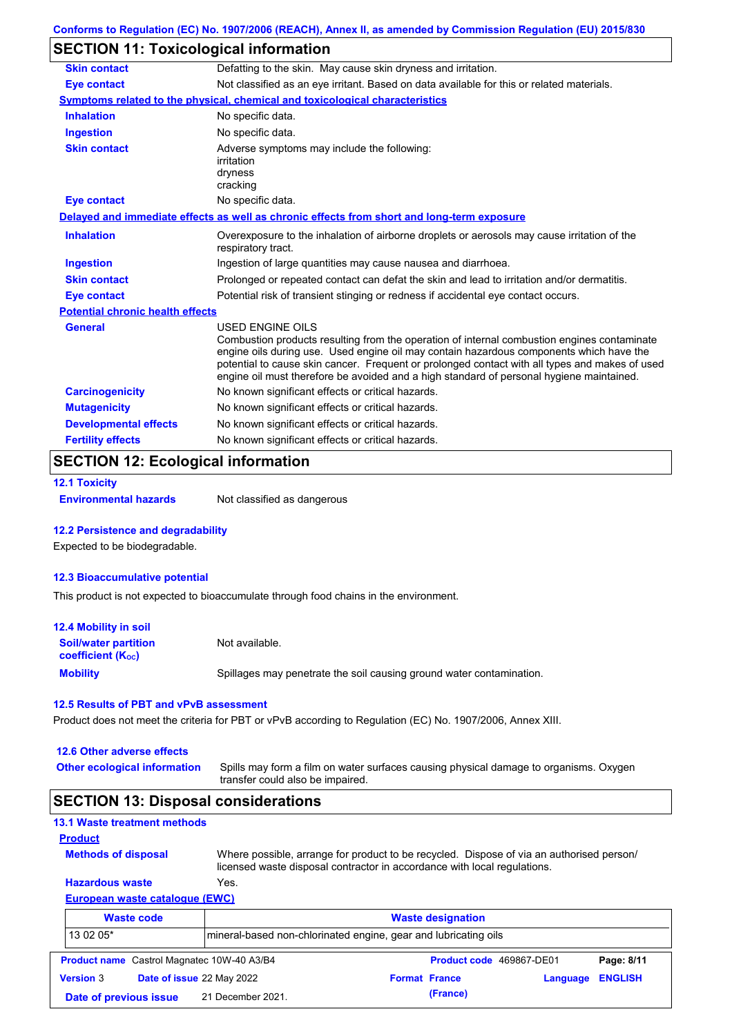## SECTION 11: Toxicological information

| | |
|---|---|
| **Skin contact** | Defatting to the skin. May cause skin dryness and irritation. |
| **Eye contact** | Not classified as an eye irritant. Based on data available for this or related materials. |

**Symptoms related to the physical, chemical and toxicological characteristics**

| | |
|---|---|
| **Inhalation** | No specific data. |
| **Ingestion** | No specific data. |
| **Skin contact** | Adverse symptoms may include the following: irritation dryness cracking |
| **Eye contact** | No specific data. |

**Delayed and immediate effects as well as chronic effects from short and long-term exposure**

| | |
|---|---|
| **Inhalation** | Overexposure to the inhalation of airborne droplets or aerosols may cause irritation of the respiratory tract. |
| **Ingestion** | Ingestion of large quantities may cause nausea and diarrhoea. |
| **Skin contact** | Prolonged or repeated contact can defat the skin and lead to irritation and/or dermatitis. |
| **Eye contact** | Potential risk of transient stinging or redness if accidental eye contact occurs. |

**Potential chronic health effects**

| | |
|---|---|
| **General** | USED ENGINE OILS<br>Combustion products resulting from the operation of internal combustion engines contaminate engine oils during use. Used engine oil may contain hazardous components which have the potential to cause skin cancer. Frequent or prolonged contact with all types and makes of used engine oil must therefore be avoided and a high standard of personal hygiene maintained. |
| **Carcinogenicity** | No known significant effects or critical hazards. |
| **Mutagenicity** | No known significant effects or critical hazards. |
| **Developmental effects** | No known significant effects or critical hazards. |
| **Fertility effects** | No known significant effects or critical hazards. |

## SECTION 12: Ecological information

### 12.1 Toxicity

**Environmental hazards** Not classified as dangerous

### 12.2 Persistence and degradability

Expected to be biodegradable.

### 12.3 Bioaccumulative potential

This product is not expected to bioaccumulate through food chains in the environment.

### 12.4 Mobility in soil

| | |
|---|---|
| **Soil/water partition coefficient ($K_{OC}$)** | Not available. |
| **Mobility** | Spillages may penetrate the soil causing ground water contamination. |

### 12.5 Results of PBT and vPvB assessment

Product does not meet the criteria for PBT or vPvB according to Regulation (EC) No. 1907/2006, Annex XIII.

### 12.6 Other adverse effects

**Other ecological information** Spills may form a film on water surfaces causing physical damage to organisms. Oxygen transfer could also be impaired.

## SECTION 13: Disposal considerations

### 13.1 Waste treatment methods

**Product**

| | |
|---|---|
| **Methods of disposal** | Where possible, arrange for product to be recycled. Dispose of via an authorised person/ licensed waste disposal contractor in accordance with local regulations. |
| **Hazardous waste** | Yes. |

**European waste catalogue (EWC)**

| Waste code | Waste designation |
|---|---|
| 13 02 05* | mineral-based non-chlorinated engine, gear and lubricating oils |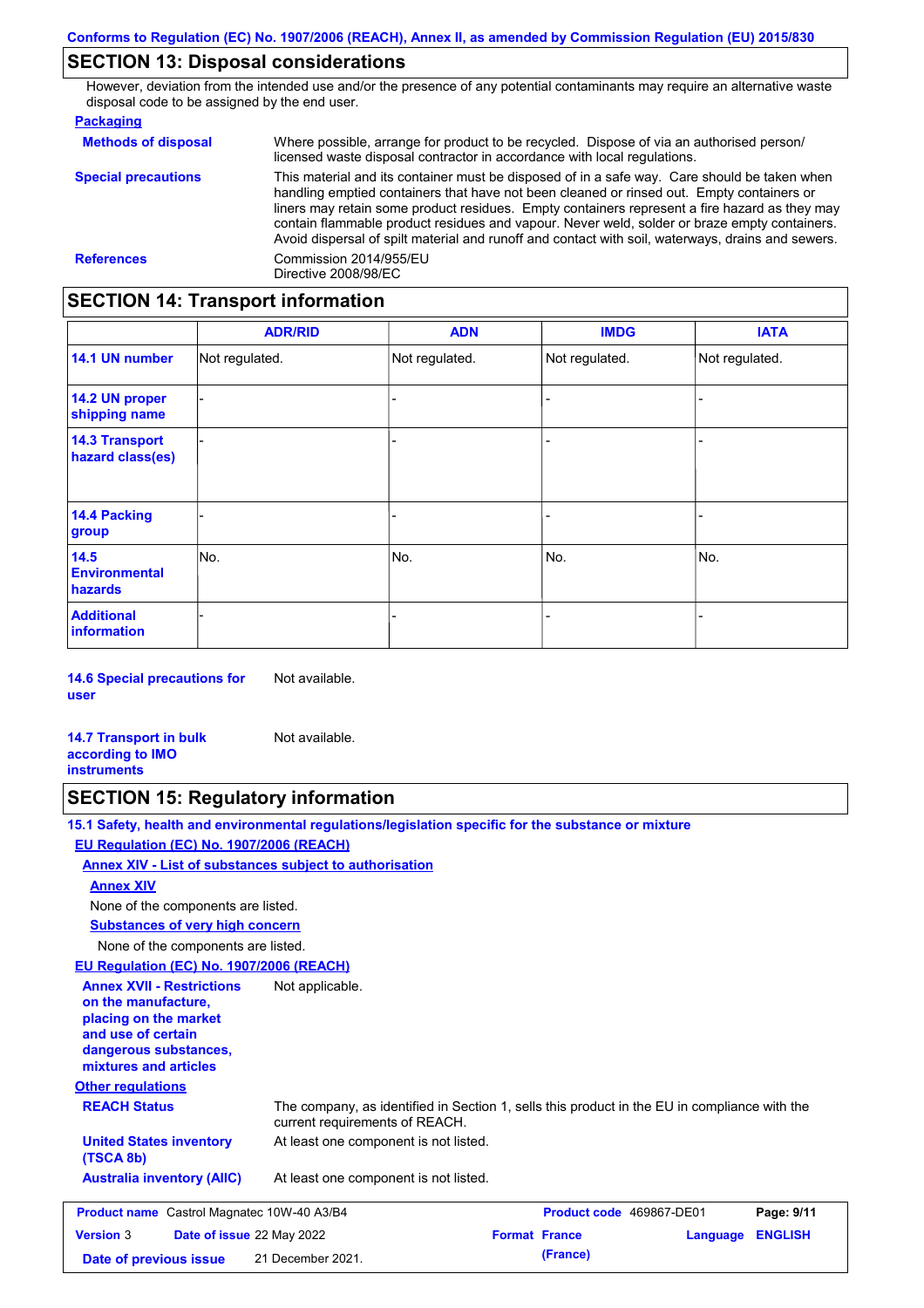## SECTION 13: Disposal considerations

However, deviation from the intended use and/or the presence of any potential contaminants may require an alternative waste disposal code to be assigned by the end user.

**Packaging**

**Methods of disposal**: Where possible, arrange for product to be recycled. Dispose of via an authorised person/ licensed waste disposal contractor in accordance with local regulations.

**Special precautions**: This material and its container must be disposed of in a safe way. Care should be taken when handling emptied containers that have not been cleaned or rinsed out. Empty containers or liners may retain some product residues. Empty containers represent a fire hazard as they may contain flammable product residues and vapour. Never weld, solder or braze empty containers. Avoid dispersal of spilt material and runoff and contact with soil, waterways, drains and sewers.

**References**: Commission 2014/955/EU
Directive 2008/98/EC

## SECTION 14: Transport information

| | ADR/RID | ADN | IMDG | IATA |
|---|---|---|---|---|
| **14.1 UN number** | Not regulated. | Not regulated. | Not regulated. | Not regulated. |
| **14.2 UN proper shipping name** | - | - | - | - |
| **14.3 Transport hazard class(es)** | - | - | - | - |
| **14.4 Packing group** | - | - | - | - |
| **14.5 Environmental hazards** | No. | No. | No. | No. |
| **Additional information** | - | - | - | - |

**14.6 Special precautions for user**: Not available.

**14.7 Transport in bulk according to IMO instruments**: Not available.

## SECTION 15: Regulatory information

**15.1 Safety, health and environmental regulations/legislation specific for the substance or mixture**

**EU Regulation (EC) No. 1907/2006 (REACH)**

**Annex XIV - List of substances subject to authorisation**

**Annex XIV**

None of the components are listed.

**Substances of very high concern**

None of the components are listed.

**EU Regulation (EC) No. 1907/2006 (REACH)**

**Annex XVII - Restrictions on the manufacture, placing on the market and use of certain dangerous substances, mixtures and articles**: Not applicable.

**Other regulations**

**REACH Status**: The company, as identified in Section 1, sells this product in the EU in compliance with the current requirements of REACH.

**United States inventory (TSCA 8b)**: At least one component is not listed.

**Australia inventory (AIIC)**: At least one component is not listed.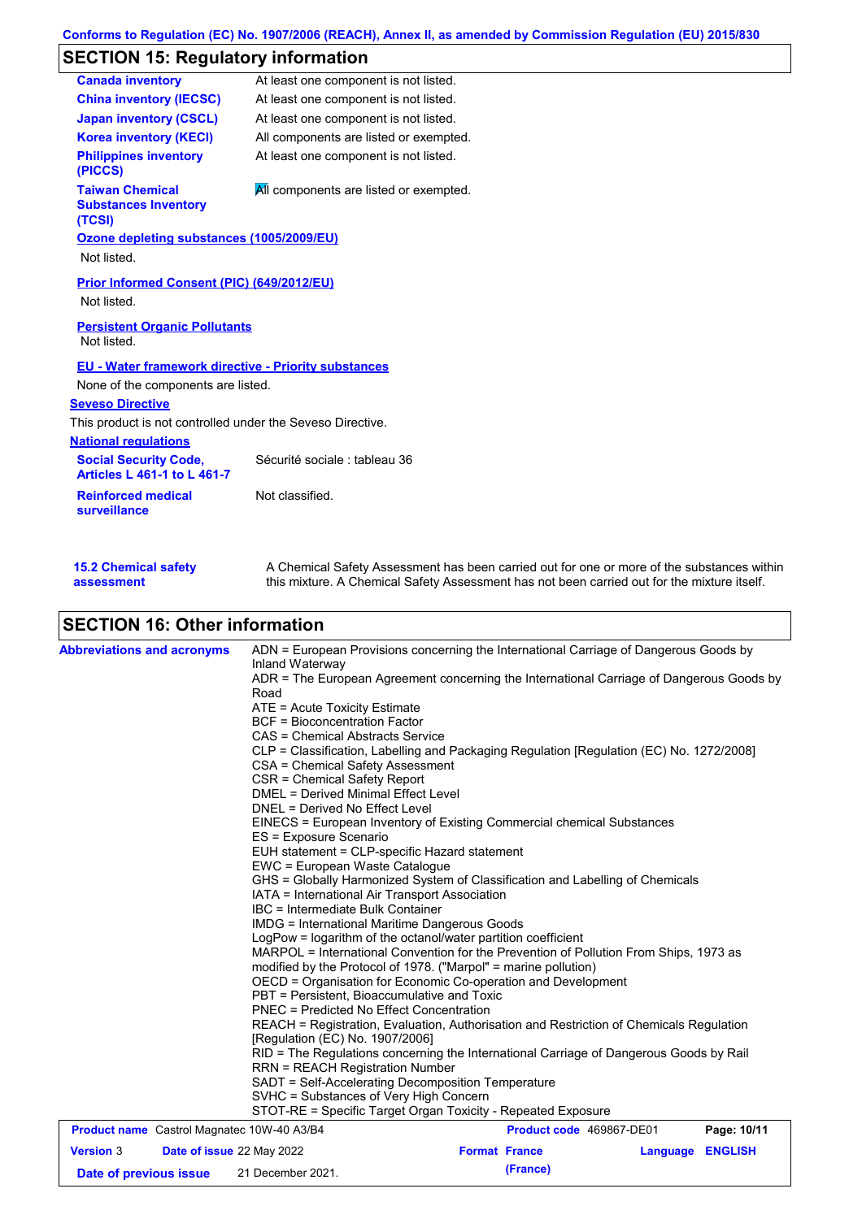Conforms to Regulation (EC) No. 1907/2006 (REACH), Annex II, as amended by Commission Regulation (EU) 2015/830

## SECTION 15: Regulatory information

| | |
|---|---|
| **Canada inventory** | At least one component is not listed. |
| **China inventory (IECSC)** | At least one component is not listed. |
| **Japan inventory (CSCL)** | At least one component is not listed. |
| **Korea inventory (KECI)** | All components are listed or exempted. |
| **Philippines inventory (PICCS)** | At least one component is not listed. |
| **Taiwan Chemical Substances Inventory (TCSI)** | All components are listed or exempted. |

**Ozone depleting substances (1005/2009/EU)**

Not listed.

**Prior Informed Consent (PIC) (649/2012/EU)**

Not listed.

**Persistent Organic Pollutants**

Not listed.

**EU - Water framework directive - Priority substances**

None of the components are listed.

**Seveso Directive**

This product is not controlled under the Seveso Directive.

**National regulations**

| | |
|---|---|
| **Social Security Code, Articles L 461-1 to L 461-7** | Sécurité sociale : tableau 36 |
| **Reinforced medical surveillance** | Not classified. |

**15.2 Chemical safety assessment** A Chemical Safety Assessment has been carried out for one or more of the substances within this mixture. A Chemical Safety Assessment has not been carried out for the mixture itself.

## SECTION 16: Other information

**Abbreviations and acronyms**

ADN = European Provisions concerning the International Carriage of Dangerous Goods by Inland Waterway
ADR = The European Agreement concerning the International Carriage of Dangerous Goods by Road
ATE = Acute Toxicity Estimate
BCF = Bioconcentration Factor
CAS = Chemical Abstracts Service
CLP = Classification, Labelling and Packaging Regulation [Regulation (EC) No. 1272/2008]
CSA = Chemical Safety Assessment
CSR = Chemical Safety Report
DMEL = Derived Minimal Effect Level
DNEL = Derived No Effect Level
EINECS = European Inventory of Existing Commercial chemical Substances
ES = Exposure Scenario
EUH statement = CLP-specific Hazard statement
EWC = European Waste Catalogue
GHS = Globally Harmonized System of Classification and Labelling of Chemicals
IATA = International Air Transport Association
IBC = Intermediate Bulk Container
IMDG = International Maritime Dangerous Goods
LogPow = logarithm of the octanol/water partition coefficient
MARPOL = International Convention for the Prevention of Pollution From Ships, 1973 as modified by the Protocol of 1978. ("Marpol" = marine pollution)
OECD = Organisation for Economic Co-operation and Development
PBT = Persistent, Bioaccumulative and Toxic
PNEC = Predicted No Effect Concentration
REACH = Registration, Evaluation, Authorisation and Restriction of Chemicals Regulation [Regulation (EC) No. 1907/2006]
RID = The Regulations concerning the International Carriage of Dangerous Goods by Rail
RRN = REACH Registration Number
SADT = Self-Accelerating Decomposition Temperature
SVHC = Substances of Very High Concern
STOT-RE = Specific Target Organ Toxicity - Repeated Exposure

| | | | |
|---|---|---|---|
| **Product name** Castrol Magnatec 10W-40 A3/B4 | | **Product code** 469867-DE01 | |
| **Version** 3 | **Date of issue** 22 May 2022 | **Format** France (France) | **Language** ENGLISH |
| **Date of previous issue** 21 December 2021. | | | |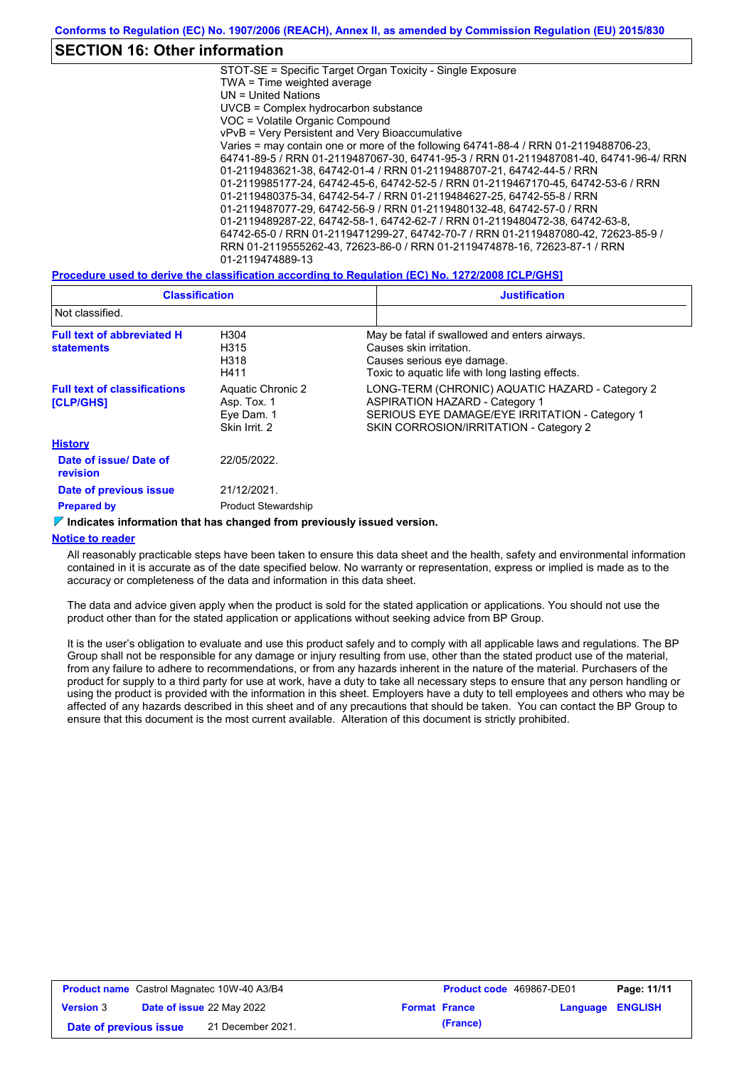## SECTION 16: Other information

STOT-SE = Specific Target Organ Toxicity - Single Exposure
TWA = Time weighted average
UN = United Nations
UVCB = Complex hydrocarbon substance
VOC = Volatile Organic Compound
vPvB = Very Persistent and Very Bioaccumulative
Varies = may contain one or more of the following 64741-88-4 / RRN 01-2119488706-23, 64741-89-5 / RRN 01-2119487067-30, 64741-95-3 / RRN 01-2119487081-40, 64741-96-4/ RRN 01-2119483621-38, 64742-01-4 / RRN 01-2119488707-21, 64742-44-5 / RRN 01-2119985177-24, 64742-45-6, 64742-52-5 / RRN 01-2119467170-45, 64742-53-6 / RRN 01-2119480375-34, 64742-54-7 / RRN 01-2119484627-25, 64742-55-8 / RRN 01-2119487077-29, 64742-56-9 / RRN 01-2119480132-48, 64742-57-0 / RRN 01-2119489287-22, 64742-58-1, 64742-62-7 / RRN 01-2119480472-38, 64742-63-8, 64742-65-0 / RRN 01-2119471299-27, 64742-70-7 / RRN 01-2119487080-42, 72623-85-9 / RRN 01-2119555262-43, 72623-86-0 / RRN 01-2119474878-16, 72623-87-1 / RRN 01-2119474889-13

**Procedure used to derive the classification according to Regulation (EC) No. 1272/2008 [CLP/GHS]**

| Classification | Justification |
|---|---|
| Not classified. | |

**Full text of abbreviated H statements**

| | |
|---|---|
| H304 | May be fatal if swallowed and enters airways. |
| H315 | Causes skin irritation. |
| H318 | Causes serious eye damage. |
| H411 | Toxic to aquatic life with long lasting effects. |

**Full text of classifications [CLP/GHS]**

| | |
|---|---|
| Aquatic Chronic 2 | LONG-TERM (CHRONIC) AQUATIC HAZARD - Category 2 |
| Asp. Tox. 1 | ASPIRATION HAZARD - Category 1 |
| Eye Dam. 1 | SERIOUS EYE DAMAGE/EYE IRRITATION - Category 1 |
| Skin Irrit. 2 | SKIN CORROSION/IRRITATION - Category 2 |

**History**

**Date of issue/ Date of revision** 22/05/2022.

**Date of previous issue** 21/12/2021.

**Prepared by** Product Stewardship

**Indicates information that has changed from previously issued version.**

**Notice to reader**

All reasonably practicable steps have been taken to ensure this data sheet and the health, safety and environmental information contained in it is accurate as of the date specified below. No warranty or representation, express or implied is made as to the accuracy or completeness of the data and information in this data sheet.

The data and advice given apply when the product is sold for the stated application or applications. You should not use the product other than for the stated application or applications without seeking advice from BP Group.

It is the user's obligation to evaluate and use this product safely and to comply with all applicable laws and regulations. The BP Group shall not be responsible for any damage or injury resulting from use, other than the stated product use of the material, from any failure to adhere to recommendations, or from any hazards inherent in the nature of the material. Purchasers of the product for supply to a third party for use at work, have a duty to take all necessary steps to ensure that any person handling or using the product is provided with the information in this sheet. Employers have a duty to tell employees and others who may be affected of any hazards described in this sheet and of any precautions that should be taken. You can contact the BP Group to ensure that this document is the most current available. Alteration of this document is strictly prohibited.